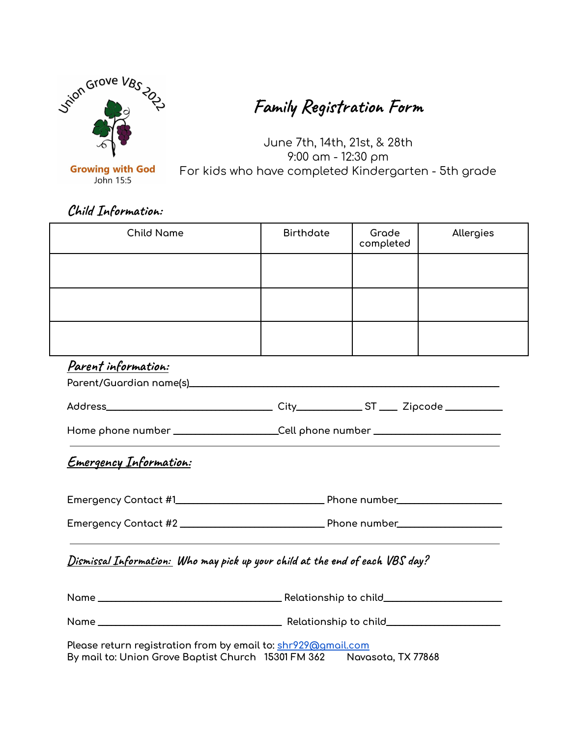Union Grove VBS 2022

Growing with God
John 15:5

# Family Registration Form

June 7th, 14th, 21st, & 28th
9:00 am - 12:30 pm
For kids who have completed Kindergarten - 5th grade

## Child Information:

| Child Name | Birthdate | Grade completed | Allergies |
|---|---|---|---|
| | | | |
| | | | |
| | | | |

## Parent information:

Parent/Guardian name(s)\_\_\_\_\_\_\_\_\_\_\_\_\_\_\_\_\_\_\_\_\_\_\_\_\_\_\_\_\_\_\_\_\_\_\_\_\_\_\_\_

Address\_\_\_\_\_\_\_\_\_\_\_\_\_\_\_\_\_\_\_\_\_\_\_\_ City\_\_\_\_\_\_\_\_\_\_ ST \_\_\_ Zipcode \_\_\_\_\_\_\_\_

Home phone number \_\_\_\_\_\_\_\_\_\_\_\_\_\_\_\_Cell phone number \_\_\_\_\_\_\_\_\_\_\_\_\_\_\_\_\_\_

---

## Emergency Information:

Emergency Contact #1\_\_\_\_\_\_\_\_\_\_\_\_\_\_\_\_\_\_\_\_\_\_ Phone number\_\_\_\_\_\_\_\_\_\_\_\_\_\_\_\_

Emergency Contact #2 \_\_\_\_\_\_\_\_\_\_\_\_\_\_\_\_\_\_\_\_\_\_ Phone number\_\_\_\_\_\_\_\_\_\_\_\_\_\_\_\_

---

## Dismissal Information: *Who may pick up your child at the end of each VBS day?*

Name \_\_\_\_\_\_\_\_\_\_\_\_\_\_\_\_\_\_\_\_\_\_\_\_\_\_\_\_ Relationship to child\_\_\_\_\_\_\_\_\_\_\_\_\_\_\_\_\_

Name \_\_\_\_\_\_\_\_\_\_\_\_\_\_\_\_\_\_\_\_\_\_\_\_\_\_\_\_ Relationship to child\_\_\_\_\_\_\_\_\_\_\_\_\_\_\_\_\_

Please return registration from by email to: shr929@gmail.com
By mail to: Union Grove Baptist Church 15301 FM 362 Navasota, TX 77868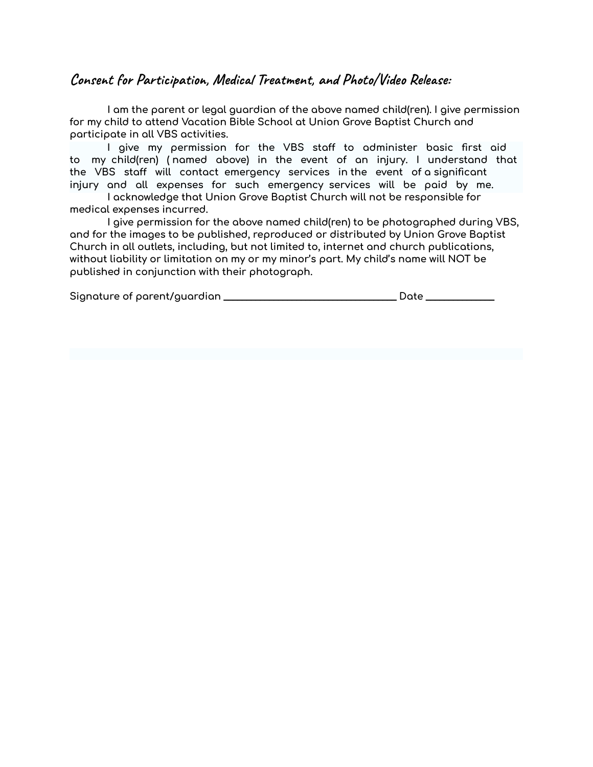## Consent for Participation, Medical Treatment, and Photo/Video Release:

I am the parent or legal guardian of the above named child(ren). I give permission for my child to attend Vacation Bible School at Union Grove Baptist Church and participate in all VBS activities.

I give my permission for the VBS staff to administer basic first aid to my child(ren) ( named above) in the event of an injury. I understand that the VBS staff will contact emergency services in the event of a significant injury and all expenses for such emergency services will be paid by me.

I acknowledge that Union Grove Baptist Church will not be responsible for medical expenses incurred.

I give permission for the above named child(ren) to be photographed during VBS, and for the images to be published, reproduced or distributed by Union Grove Baptist Church in all outlets, including, but not limited to, internet and church publications, without liability or limitation on my or my minor's part. My child's name will NOT be published in conjunction with their photograph.

Signature of parent/guardian ______________________________ Date ____________